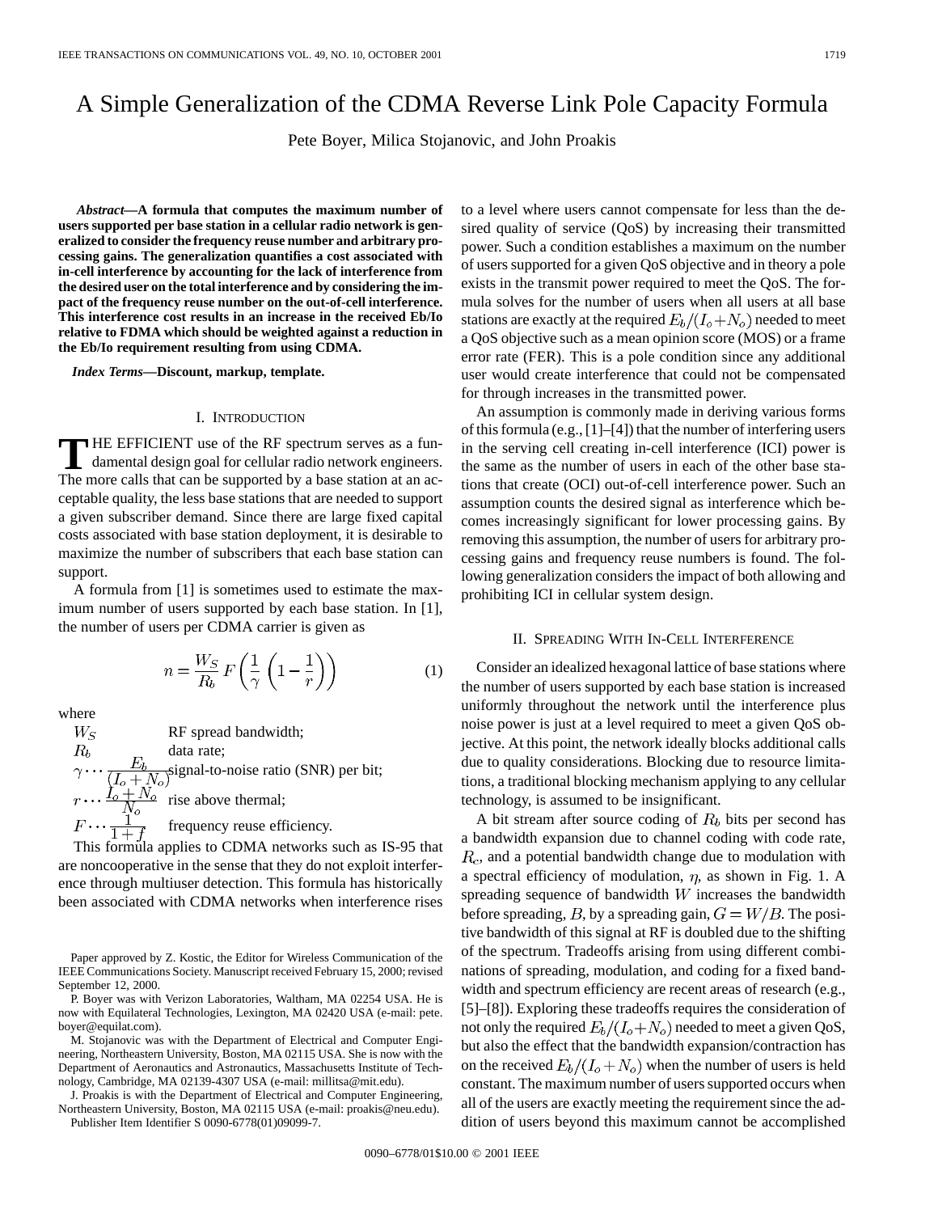# A Simple Generalization of the CDMA Reverse Link Pole Capacity Formula

Pete Boyer, Milica Stojanovic, and John Proakis

***Abstract*—A formula that computes the maximum number of users supported per base station in a cellular radio network is generalized to consider the frequency reuse number and arbitrary processing gains. The generalization quantifies a cost associated with in-cell interference by accounting for the lack of interference from the desired user on the total interference and by considering the impact of the frequency reuse number on the out-of-cell interference. This interference cost results in an increase in the received Eb/Io relative to FDMA which should be weighted against a reduction in the Eb/Io requirement resulting from using CDMA.**

***Index Terms*—Discount, markup, template.**

## I. Introduction

The efficient use of the RF spectrum serves as a fundamental design goal for cellular radio network engineers. The more calls that can be supported by a base station at an acceptable quality, the less base stations that are needed to support a given subscriber demand. Since there are large fixed capital costs associated with base station deployment, it is desirable to maximize the number of subscribers that each base station can support.

A formula from [1] is sometimes used to estimate the maximum number of users supported by each base station. In [1], the number of users per CDMA carrier is given as

$$n = \frac{W_S}{R_b} F\left(\frac{1}{\gamma}\left(1 - \frac{1}{r}\right)\right) \tag{1}$$

where

- $W_S$ RF spread bandwidth;
- $R_b$ data rate;
- $\gamma \cdots \dfrac{E_b}{(I_o + N_o)}$ signal-to-noise ratio (SNR) per bit;
- $r \cdots \dfrac{I_o + N_o}{N_o}$ rise above thermal;
- $F \cdots \dfrac{1}{1+f}$ frequency reuse efficiency.

This formula applies to CDMA networks such as IS-95 that are noncooperative in the sense that they do not exploit interference through multiuser detection. This formula has historically been associated with CDMA networks when interference rises to a level where users cannot compensate for less than the desired quality of service (QoS) by increasing their transmitted power. Such a condition establishes a maximum on the number of users supported for a given QoS objective and in theory a pole exists in the transmit power required to meet the QoS. The formula solves for the number of users when all users at all base stations are exactly at the required $E_b/(I_o+N_o)$ needed to meet a QoS objective such as a mean opinion score (MOS) or a frame error rate (FER). This is a pole condition since any additional user would create interference that could not be compensated for through increases in the transmitted power.

An assumption is commonly made in deriving various forms of this formula (e.g., [1]–[4]) that the number of interfering users in the serving cell creating in-cell interference (ICI) power is the same as the number of users in each of the other base stations that create (OCI) out-of-cell interference power. Such an assumption counts the desired signal as interference which becomes increasingly significant for lower processing gains. By removing this assumption, the number of users for arbitrary processing gains and frequency reuse numbers is found. The following generalization considers the impact of both allowing and prohibiting ICI in cellular system design.

## II. Spreading With In-Cell Interference

Consider an idealized hexagonal lattice of base stations where the number of users supported by each base station is increased uniformly throughout the network until the interference plus noise power is just at a level required to meet a given QoS objective. At this point, the network ideally blocks additional calls due to quality considerations. Blocking due to resource limitations, a traditional blocking mechanism applying to any cellular technology, is assumed to be insignificant.

A bit stream after source coding of $R_b$ bits per second has a bandwidth expansion due to channel coding with code rate, $R_c$, and a potential bandwidth change due to modulation with a spectral efficiency of modulation, $\eta$, as shown in Fig. 1. A spreading sequence of bandwidth $W$ increases the bandwidth before spreading, $B$, by a spreading gain, $G = W/B$. The positive bandwidth of this signal at RF is doubled due to the shifting of the spectrum. Tradeoffs arising from using different combinations of spreading, modulation, and coding for a fixed bandwidth and spectrum efficiency are recent areas of research (e.g., [5]–[8]). Exploring these tradeoffs requires the consideration of not only the required $E_b/(I_o+N_o)$ needed to meet a given QoS, but also the effect that the bandwidth expansion/contraction has on the received $E_b/(I_o+N_o)$ when the number of users is held constant. The maximum number of users supported occurs when all of the users are exactly meeting the requirement since the addition of users beyond this maximum cannot be accomplished

---

Paper approved by Z. Kostic, the Editor for Wireless Communication of the IEEE Communications Society. Manuscript received February 15, 2000; revised September 12, 2000.

P. Boyer was with Verizon Laboratories, Waltham, MA 02254 USA. He is now with Equilateral Technologies, Lexington, MA 02420 USA (e-mail: pete.boyer@equilat.com).

M. Stojanovic was with the Department of Electrical and Computer Engineering, Northeastern University, Boston, MA 02115 USA. She is now with the Department of Aeronautics and Astronautics, Massachusetts Institute of Technology, Cambridge, MA 02139-4307 USA (e-mail: millitsa@mit.edu).

J. Proakis is with the Department of Electrical and Computer Engineering, Northeastern University, Boston, MA 02115 USA (e-mail: proakis@neu.edu).

Publisher Item Identifier S 0090-6778(01)09099-7.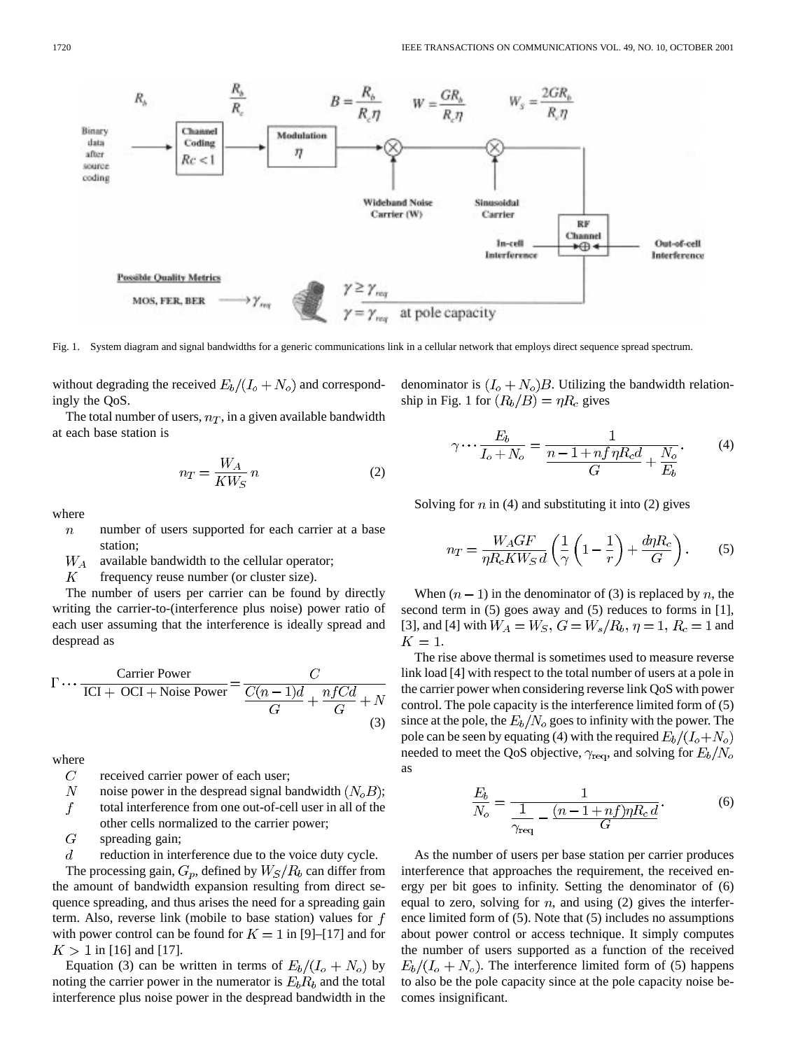Fig. 1. System diagram and signal bandwidths for a generic communications link in a cellular network that employs direct sequence spread spectrum.

without degrading the received $E_b/(I_o + N_o)$ and correspondingly the QoS.

The total number of users, $n_T$, in a given available bandwidth at each base station is

$$n_T = \frac{W_A}{KW_S} n \tag{2}$$

where

- $n$ number of users supported for each carrier at a base station;
- $W_A$ available bandwidth to the cellular operator;
- $K$ frequency reuse number (or cluster size).

The number of users per carrier can be found by directly writing the carrier-to-(interference plus noise) power ratio of each user assuming that the interference is ideally spread and despread as

$$\Gamma \cdots \frac{\text{Carrier Power}}{\text{ICI + OCI + Noise Power}} = \frac{C}{\dfrac{C(n-1)d}{G} + \dfrac{nfCd}{G} + N} \tag{3}$$

where

- $C$ received carrier power of each user;
- $N$ noise power in the despread signal bandwidth ($N_oB$);
- $f$ total interference from one out-of-cell user in all of the other cells normalized to the carrier power;
- $G$ spreading gain;
- $d$ reduction in interference due to the voice duty cycle.

The processing gain, $G_p$, defined by $W_S/R_b$ can differ from the amount of bandwidth expansion resulting from direct sequence spreading, and thus arises the need for a spreading gain term. Also, reverse link (mobile to base station) values for $f$ with power control can be found for $K = 1$ in [9]–[17] and for $K > 1$ in [16] and [17].

Equation (3) can be written in terms of $E_b/(I_o + N_o)$ by noting the carrier power in the numerator is $E_bR_b$ and the total interference plus noise power in the despread bandwidth in the denominator is $(I_o + N_o)B$. Utilizing the bandwidth relationship in Fig. 1 for $(R_b/B) = \eta R_c$ gives

$$\gamma \cdots \frac{E_b}{I_o + N_o} = \frac{1}{\dfrac{n - 1 + nf\eta R_c d}{G} + \dfrac{N_o}{E_b}}. \tag{4}$$

Solving for $n$ in (4) and substituting it into (2) gives

$$n_T = \frac{W_A GF}{\eta R_c K W_S d}\left(\frac{1}{\gamma}\left(1 - \frac{1}{r}\right) + \frac{d\eta R_c}{G}\right). \tag{5}$$

When $(n - 1)$ in the denominator of (3) is replaced by $n$, the second term in (5) goes away and (5) reduces to forms in [1], [3], and [4] with $W_A = W_S$, $G = W_s/R_b$, $\eta = 1$, $R_c = 1$ and $K = 1$.

The rise above thermal is sometimes used to measure reverse link load [4] with respect to the total number of users at a pole in the carrier power when considering reverse link QoS with power control. The pole capacity is the interference limited form of (5) since at the pole, the $E_b/N_o$ goes to infinity with the power. The pole can be seen by equating (4) with the required $E_b/(I_o+N_o)$ needed to meet the QoS objective, $\gamma_{\text{req}}$, and solving for $E_b/N_o$ as

$$\frac{E_b}{N_o} = \frac{1}{\dfrac{1}{\gamma_{\text{req}}} - \dfrac{(n-1+nf)\eta R_c d}{G}}. \tag{6}$$

As the number of users per base station per carrier produces interference that approaches the requirement, the received energy per bit goes to infinity. Setting the denominator of (6) equal to zero, solving for $n$, and using (2) gives the interference limited form of (5). Note that (5) includes no assumptions about power control or access technique. It simply computes the number of users supported as a function of the received $E_b/(I_o + N_o)$. The interference limited form of (5) happens to also be the pole capacity since at the pole capacity noise becomes insignificant.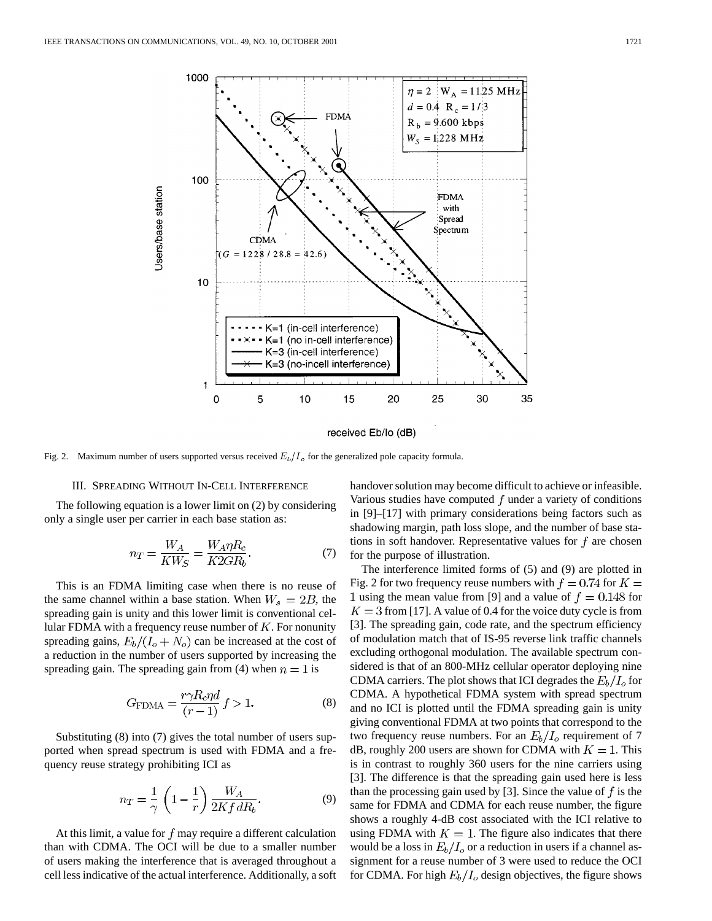Fig. 2. Maximum number of users supported versus received $E_b/I_o$ for the generalized pole capacity formula.

### III. Spreading Without In-Cell Interference

The following equation is a lower limit on (2) by considering only a single user per carrier in each base station as:

$$n_T = \frac{W_A}{KW_S} = \frac{W_A \eta R_c}{K2GR_b}. \tag{7}$$

This is an FDMA limiting case when there is no reuse of the same channel within a base station. When $W_s = 2B$, the spreading gain is unity and this lower limit is conventional cellular FDMA with a frequency reuse number of $K$. For nonunity spreading gains, $E_b/(I_o + N_o)$ can be increased at the cost of a reduction in the number of users supported by increasing the spreading gain. The spreading gain from (4) when $n = 1$ is

$$G_{\text{FDMA}} = \frac{r\gamma R_c \eta d}{(r-1)} f > 1. \tag{8}$$

Substituting (8) into (7) gives the total number of users supported when spread spectrum is used with FDMA and a frequency reuse strategy prohibiting ICI as

$$n_T = \frac{1}{\gamma}\left(1 - \frac{1}{r}\right)\frac{W_A}{2Kf\,dR_b}. \tag{9}$$

At this limit, a value for $f$ may require a different calculation than with CDMA. The OCI will be due to a smaller number of users making the interference that is averaged throughout a cell less indicative of the actual interference. Additionally, a soft handover solution may become difficult to achieve or infeasible. Various studies have computed $f$ under a variety of conditions in [9]–[17] with primary considerations being factors such as shadowing margin, path loss slope, and the number of base stations in soft handover. Representative values for $f$ are chosen for the purpose of illustration.

The interference limited forms of (5) and (9) are plotted in Fig. 2 for two frequency reuse numbers with $f = 0.74$ for $K = 1$ using the mean value from [9] and a value of $f = 0.148$ for $K = 3$ from [17]. A value of 0.4 for the voice duty cycle is from [3]. The spreading gain, code rate, and the spectrum efficiency of modulation match that of IS-95 reverse link traffic channels excluding orthogonal modulation. The available spectrum considered is that of an 800-MHz cellular operator deploying nine CDMA carriers. The plot shows that ICI degrades the $E_b/I_o$ for CDMA. A hypothetical FDMA system with spread spectrum and no ICI is plotted until the FDMA spreading gain is unity giving conventional FDMA at two points that correspond to the two frequency reuse numbers. For an $E_b/I_o$ requirement of 7 dB, roughly 200 users are shown for CDMA with $K = 1$. This is in contrast to roughly 360 users for the nine carriers using [3]. The difference is that the spreading gain used here is less than the processing gain used by [3]. Since the value of $f$ is the same for FDMA and CDMA for each reuse number, the figure shows a roughly 4-dB cost associated with the ICI relative to using FDMA with $K = 1$. The figure also indicates that there would be a loss in $E_b/I_o$ or a reduction in users if a channel assignment for a reuse number of 3 were used to reduce the OCI for CDMA. For high $E_b/I_o$ design objectives, the figure shows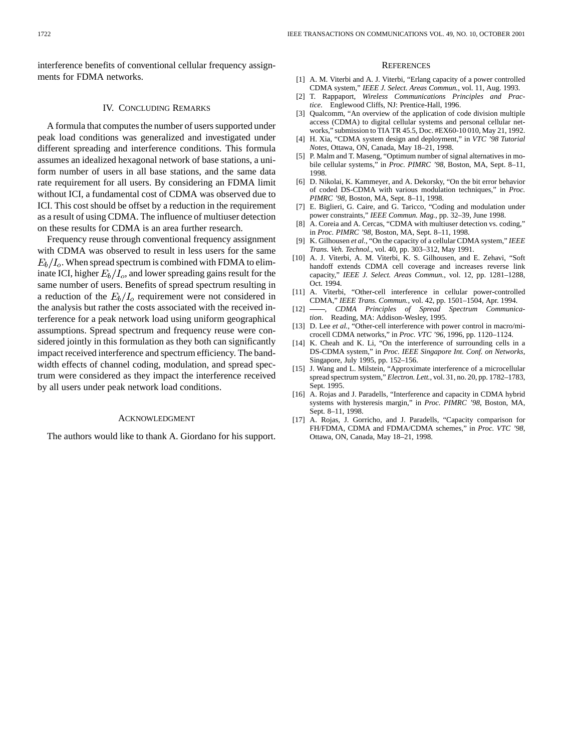interference benefits of conventional cellular frequency assignments for FDMA networks.

## IV. Concluding Remarks

A formula that computes the number of users supported under peak load conditions was generalized and investigated under different spreading and interference conditions. This formula assumes an idealized hexagonal network of base stations, a uniform number of users in all base stations, and the same data rate requirement for all users. By considering an FDMA limit without ICI, a fundamental cost of CDMA was observed due to ICI. This cost should be offset by a reduction in the requirement as a result of using CDMA. The influence of multiuser detection on these results for CDMA is an area further research.

Frequency reuse through conventional frequency assignment with CDMA was observed to result in less users for the same $E_b/I_o$. When spread spectrum is combined with FDMA to eliminate ICI, higher $E_b/I_o$, and lower spreading gains result for the same number of users. Benefits of spread spectrum resulting in a reduction of the $E_b/I_o$ requirement were not considered in the analysis but rather the costs associated with the received interference for a peak network load using uniform geographical assumptions. Spread spectrum and frequency reuse were considered jointly in this formulation as they both can significantly impact received interference and spectrum efficiency. The bandwidth effects of channel coding, modulation, and spread spectrum were considered as they impact the interference received by all users under peak network load conditions.

## Acknowledgment

The authors would like to thank A. Giordano for his support.

## References

[1] A. M. Viterbi and A. J. Viterbi, "Erlang capacity of a power controlled CDMA system," *IEEE J. Select. Areas Commun.*, vol. 11, Aug. 1993.

[2] T. Rappaport, *Wireless Communications Principles and Practice*. Englewood Cliffs, NJ: Prentice-Hall, 1996.

[3] Qualcomm, "An overview of the application of code division multiple access (CDMA) to digital cellular systems and personal cellular networks," submission to TIA TR 45.5, Doc. #EX60-10 010, May 21, 1992.

[4] H. Xia, "CDMA system design and deployment," in *VTC '98 Tutorial Notes*, Ottawa, ON, Canada, May 18–21, 1998.

[5] P. Malm and T. Maseng, "Optimum number of signal alternatives in mobile cellular systems," in *Proc. PIMRC '98*, Boston, MA, Sept. 8–11, 1998.

[6] D. Nikolai, K. Kammeyer, and A. Dekorsky, "On the bit error behavior of coded DS-CDMA with various modulation techniques," in *Proc. PIMRC '98*, Boston, MA, Sept. 8–11, 1998.

[7] E. Biglieri, G. Caire, and G. Taricco, "Coding and modulation under power constraints," *IEEE Commun. Mag.*, pp. 32–39, June 1998.

[8] A. Coreia and A. Cercas, "CDMA with multiuser detection vs. coding," in *Proc. PIMRC '98*, Boston, MA, Sept. 8–11, 1998.

[9] K. Gilhousen *et al.*, "On the capacity of a cellular CDMA system," *IEEE Trans. Veh. Technol.*, vol. 40, pp. 303–312, May 1991.

[10] A. J. Viterbi, A. M. Viterbi, K. S. Gilhousen, and E. Zehavi, "Soft handoff extends CDMA cell coverage and increases reverse link capacity," *IEEE J. Select. Areas Commun.*, vol. 12, pp. 1281–1288, Oct. 1994.

[11] A. Viterbi, "Other-cell interference in cellular power-controlled CDMA," *IEEE Trans. Commun.*, vol. 42, pp. 1501–1504, Apr. 1994.

[12] ——, *CDMA Principles of Spread Spectrum Communication*. Reading, MA: Addison-Wesley, 1995.

[13] D. Lee *et al.*, "Other-cell interference with power control in macro/microcell CDMA networks," in *Proc. VTC '96*, 1996, pp. 1120–1124.

[14] K. Cheah and K. Li, "On the interference of surrounding cells in a DS-CDMA system," in *Proc. IEEE Singapore Int. Conf. on Networks*, Singapore, July 1995, pp. 152–156.

[15] J. Wang and L. Milstein, "Approximate interference of a microcellular spread spectrum system," *Electron. Lett.*, vol. 31, no. 20, pp. 1782–1783, Sept. 1995.

[16] A. Rojas and J. Paradells, "Interference and capacity in CDMA hybrid systems with hysteresis margin," in *Proc. PIMRC '98*, Boston, MA, Sept. 8–11, 1998.

[17] A. Rojas, J. Gorricho, and J. Paradells, "Capacity comparison for FH/FDMA, CDMA and FDMA/CDMA schemes," in *Proc. VTC '98*, Ottawa, ON, Canada, May 18–21, 1998.